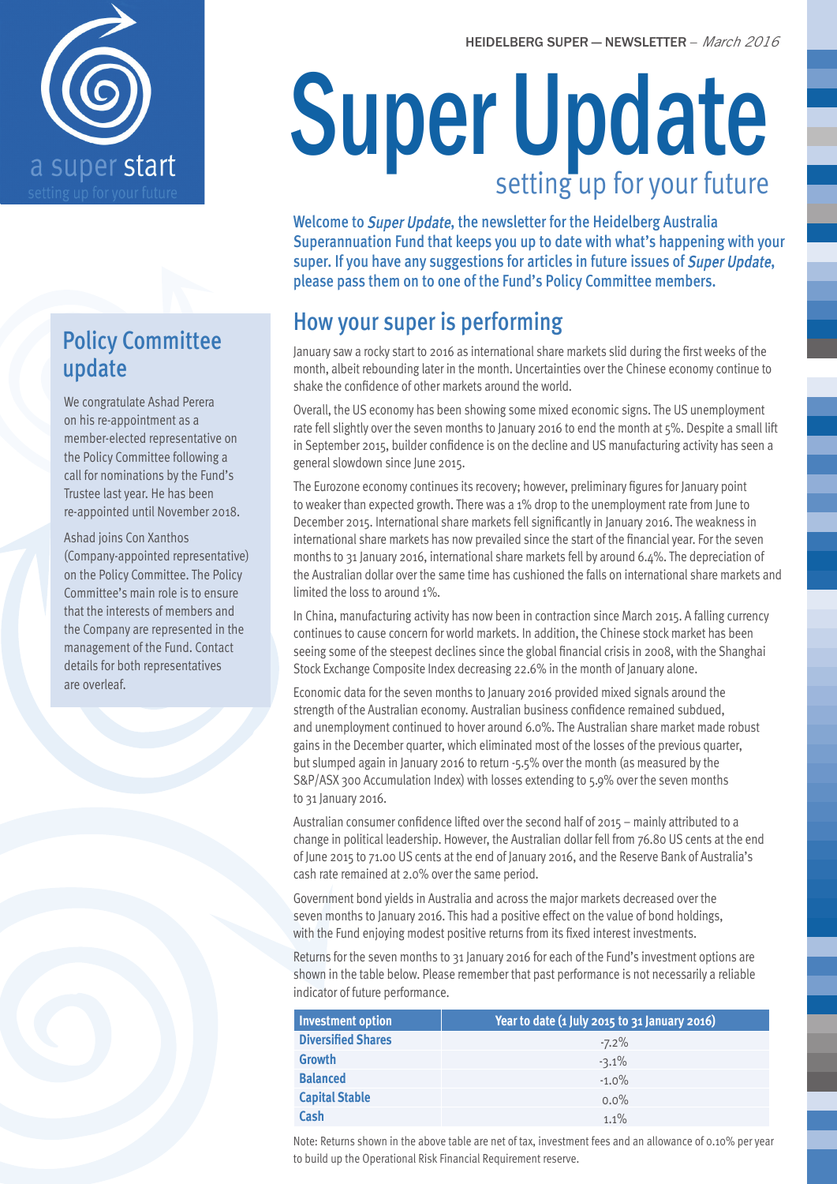a super start

setting up for your future

HEIDELBERG SUPER — NEWSLETTER – *March 2016*

# Super Update

setting up for your future

**Welcome to *Super Update*, the newsletter for the Heidelberg Australia Superannuation Fund that keeps you up to date with what's happening with your super. If you have any suggestions for articles in future issues of *Super Update*, please pass them on to one of the Fund's Policy Committee members.**

## How your super is performing

January saw a rocky start to 2016 as international share markets slid during the first weeks of the month, albeit rebounding later in the month. Uncertainties over the Chinese economy continue to shake the confidence of other markets around the world.

Overall, the US economy has been showing some mixed economic signs. The US unemployment rate fell slightly over the seven months to January 2016 to end the month at 5%. Despite a small lift in September 2015, builder confidence is on the decline and US manufacturing activity has seen a general slowdown since June 2015.

The Eurozone economy continues its recovery; however, preliminary figures for January point to weaker than expected growth. There was a 1% drop to the unemployment rate from June to December 2015. International share markets fell significantly in January 2016. The weakness in international share markets has now prevailed since the start of the financial year. For the seven months to 31 January 2016, international share markets fell by around 6.4%. The depreciation of the Australian dollar over the same time has cushioned the falls on international share markets and limited the loss to around 1%.

In China, manufacturing activity has now been in contraction since March 2015. A falling currency continues to cause concern for world markets. In addition, the Chinese stock market has been seeing some of the steepest declines since the global financial crisis in 2008, with the Shanghai Stock Exchange Composite Index decreasing 22.6% in the month of January alone.

Economic data for the seven months to January 2016 provided mixed signals around the strength of the Australian economy. Australian business confidence remained subdued, and unemployment continued to hover around 6.0%. The Australian share market made robust gains in the December quarter, which eliminated most of the losses of the previous quarter, but slumped again in January 2016 to return -5.5% over the month (as measured by the S&P/ASX 300 Accumulation Index) with losses extending to 5.9% over the seven months to 31 January 2016.

Australian consumer confidence lifted over the second half of 2015 – mainly attributed to a change in political leadership. However, the Australian dollar fell from 76.80 US cents at the end of June 2015 to 71.00 US cents at the end of January 2016, and the Reserve Bank of Australia's cash rate remained at 2.0% over the same period.

Government bond yields in Australia and across the major markets decreased over the seven months to January 2016. This had a positive effect on the value of bond holdings, with the Fund enjoying modest positive returns from its fixed interest investments.

Returns for the seven months to 31 January 2016 for each of the Fund's investment options are shown in the table below. Please remember that past performance is not necessarily a reliable indicator of future performance.

| Investment option | Year to date (1 July 2015 to 31 January 2016) |
|---|---|
| **Diversified Shares** | -7.2% |
| **Growth** | -3.1% |
| **Balanced** | -1.0% |
| **Capital Stable** | 0.0% |
| **Cash** | 1.1% |

Note: Returns shown in the above table are net of tax, investment fees and an allowance of 0.10% per year to build up the Operational Risk Financial Requirement reserve.

## Policy Committee update

We congratulate Ashad Perera on his re-appointment as a member-elected representative on the Policy Committee following a call for nominations by the Fund's Trustee last year. He has been re-appointed until November 2018.

Ashad joins Con Xanthos (Company-appointed representative) on the Policy Committee. The Policy Committee's main role is to ensure that the interests of members and the Company are represented in the management of the Fund. Contact details for both representatives are overleaf.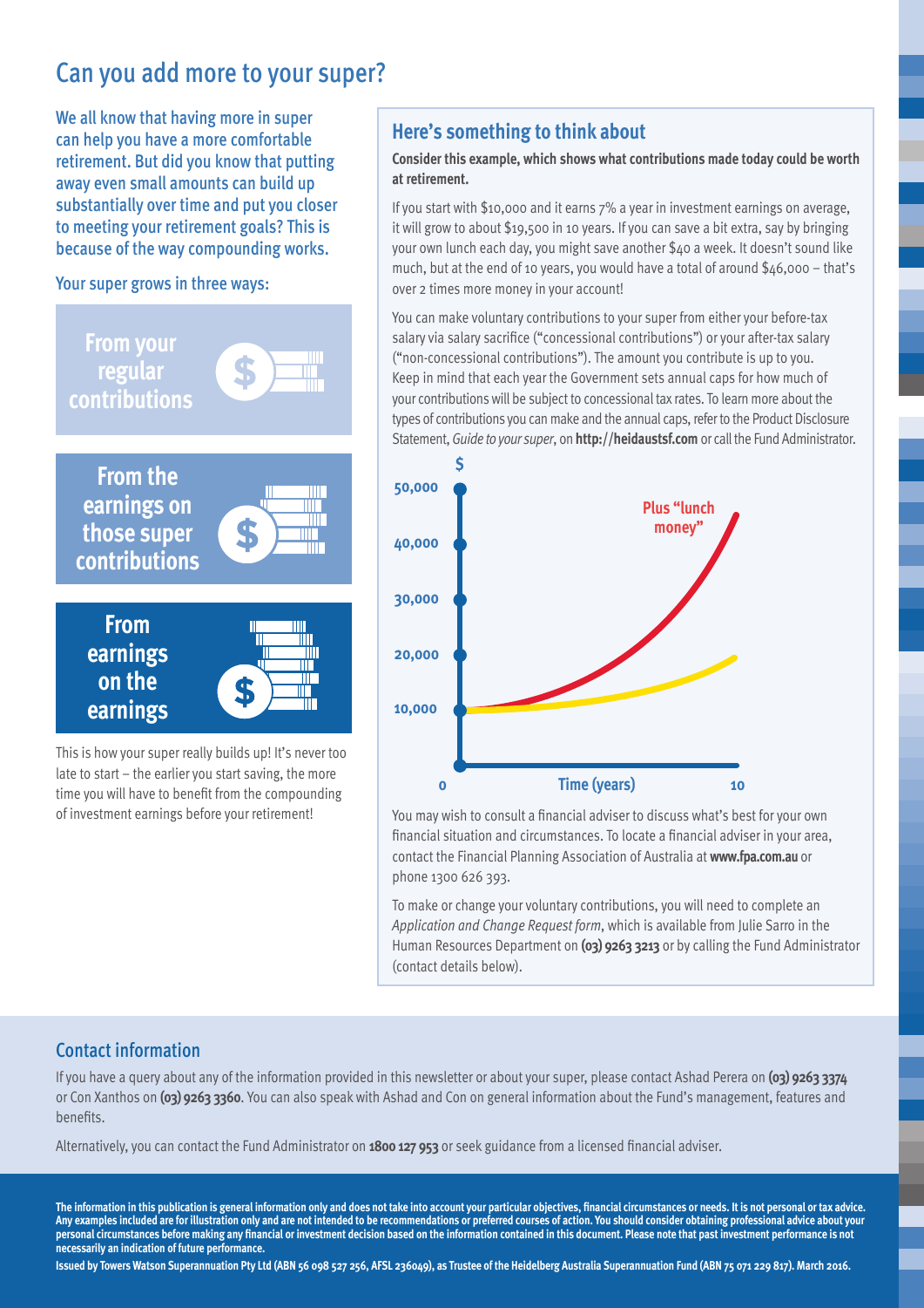# Can you add more to your super?

We all know that having more in super can help you have a more comfortable retirement. But did you know that putting away even small amounts can build up substantially over time and put you closer to meeting your retirement goals? This is because of the way compounding works.

Your super grows in three ways:

**From your regular contributions**

**From the earnings on those super contributions**

**From earnings on the earnings**

This is how your super really builds up! It's never too late to start – the earlier you start saving, the more time you will have to benefit from the compounding of investment earnings before your retirement!

## Here's something to think about

**Consider this example, which shows what contributions made today could be worth at retirement.**

If you start with $10,000 and it earns 7% a year in investment earnings on average, it will grow to about $19,500 in 10 years. If you can save a bit extra, say by bringing your own lunch each day, you might save another $40 a week. It doesn't sound like much, but at the end of 10 years, you would have a total of around $46,000 – that's over 2 times more money in your account!

You can make voluntary contributions to your super from either your before-tax salary via salary sacrifice ("concessional contributions") or your after-tax salary ("non-concessional contributions"). The amount you contribute is up to you. Keep in mind that each year the Government sets annual caps for how much of your contributions will be subject to concessional tax rates. To learn more about the types of contributions you can make and the annual caps, refer to the Product Disclosure Statement, *Guide to your super*, on **http://heidaustsf.com** or call the Fund Administrator.

$
50,000
40,000
30,000
20,000
10,000
0
Plus "lunch money"
Time (years)
10

You may wish to consult a financial adviser to discuss what's best for your own financial situation and circumstances. To locate a financial adviser in your area, contact the Financial Planning Association of Australia at **www.fpa.com.au** or phone 1300 626 393.

To make or change your voluntary contributions, you will need to complete an *Application and Change Request form*, which is available from Julie Sarro in the Human Resources Department on **(03) 9263 3213** or by calling the Fund Administrator (contact details below).

## Contact information

If you have a query about any of the information provided in this newsletter or about your super, please contact Ashad Perera on **(03) 9263 3374** or Con Xanthos on **(03) 9263 3360**. You can also speak with Ashad and Con on general information about the Fund's management, features and benefits.

Alternatively, you can contact the Fund Administrator on **1800 127 953** or seek guidance from a licensed financial adviser.

**The information in this publication is general information only and does not take into account your particular objectives, financial circumstances or needs. It is not personal or tax advice. Any examples included are for illustration only and are not intended to be recommendations or preferred courses of action. You should consider obtaining professional advice about your personal circumstances before making any financial or investment decision based on the information contained in this document. Please note that past investment performance is not necessarily an indication of future performance.**

**Issued by Towers Watson Superannuation Pty Ltd (ABN 56 098 527 256, AFSL 236049), as Trustee of the Heidelberg Australia Superannuation Fund (ABN 75 071 229 817). March 2016.**